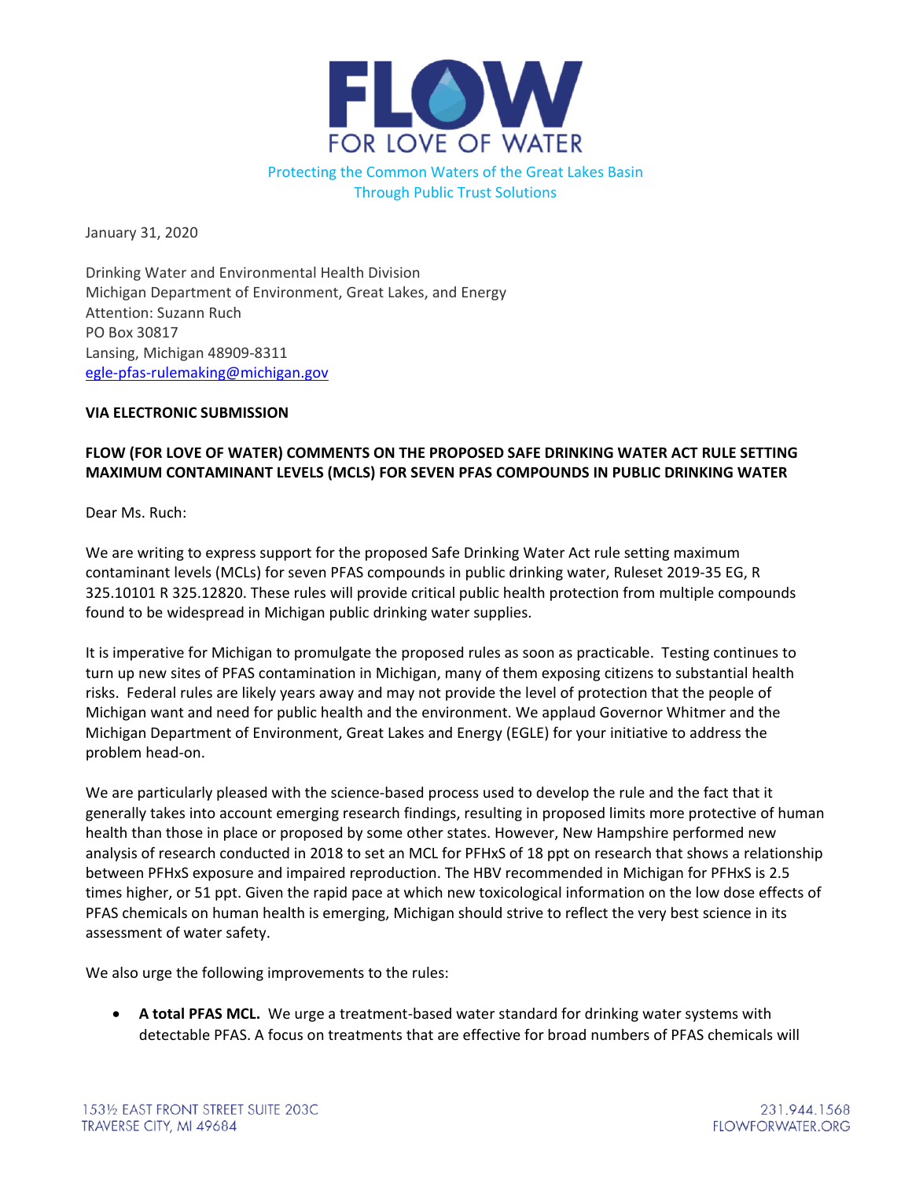# FLOW
FOR LOVE OF WATER

Protecting the Common Waters of the Great Lakes Basin
Through Public Trust Solutions

January 31, 2020

Drinking Water and Environmental Health Division
Michigan Department of Environment, Great Lakes, and Energy
Attention: Suzann Ruch
PO Box 30817
Lansing, Michigan 48909-8311
egle-pfas-rulemaking@michigan.gov

**VIA ELECTRONIC SUBMISSION**

**FLOW (FOR LOVE OF WATER) COMMENTS ON THE PROPOSED SAFE DRINKING WATER ACT RULE SETTING MAXIMUM CONTAMINANT LEVELS (MCLS) FOR SEVEN PFAS COMPOUNDS IN PUBLIC DRINKING WATER**

Dear Ms. Ruch:

We are writing to express support for the proposed Safe Drinking Water Act rule setting maximum contaminant levels (MCLs) for seven PFAS compounds in public drinking water, Ruleset 2019-35 EG, R 325.10101 R 325.12820. These rules will provide critical public health protection from multiple compounds found to be widespread in Michigan public drinking water supplies.

It is imperative for Michigan to promulgate the proposed rules as soon as practicable. Testing continues to turn up new sites of PFAS contamination in Michigan, many of them exposing citizens to substantial health risks. Federal rules are likely years away and may not provide the level of protection that the people of Michigan want and need for public health and the environment. We applaud Governor Whitmer and the Michigan Department of Environment, Great Lakes and Energy (EGLE) for your initiative to address the problem head-on.

We are particularly pleased with the science-based process used to develop the rule and the fact that it generally takes into account emerging research findings, resulting in proposed limits more protective of human health than those in place or proposed by some other states. However, New Hampshire performed new analysis of research conducted in 2018 to set an MCL for PFHxS of 18 ppt on research that shows a relationship between PFHxS exposure and impaired reproduction. The HBV recommended in Michigan for PFHxS is 2.5 times higher, or 51 ppt. Given the rapid pace at which new toxicological information on the low dose effects of PFAS chemicals on human health is emerging, Michigan should strive to reflect the very best science in its assessment of water safety.

We also urge the following improvements to the rules:

- **A total PFAS MCL.** We urge a treatment-based water standard for drinking water systems with detectable PFAS. A focus on treatments that are effective for broad numbers of PFAS chemicals will

153½ EAST FRONT STREET SUITE 203C
TRAVERSE CITY, MI 49684

231.944.1568
FLOWFORWATER.ORG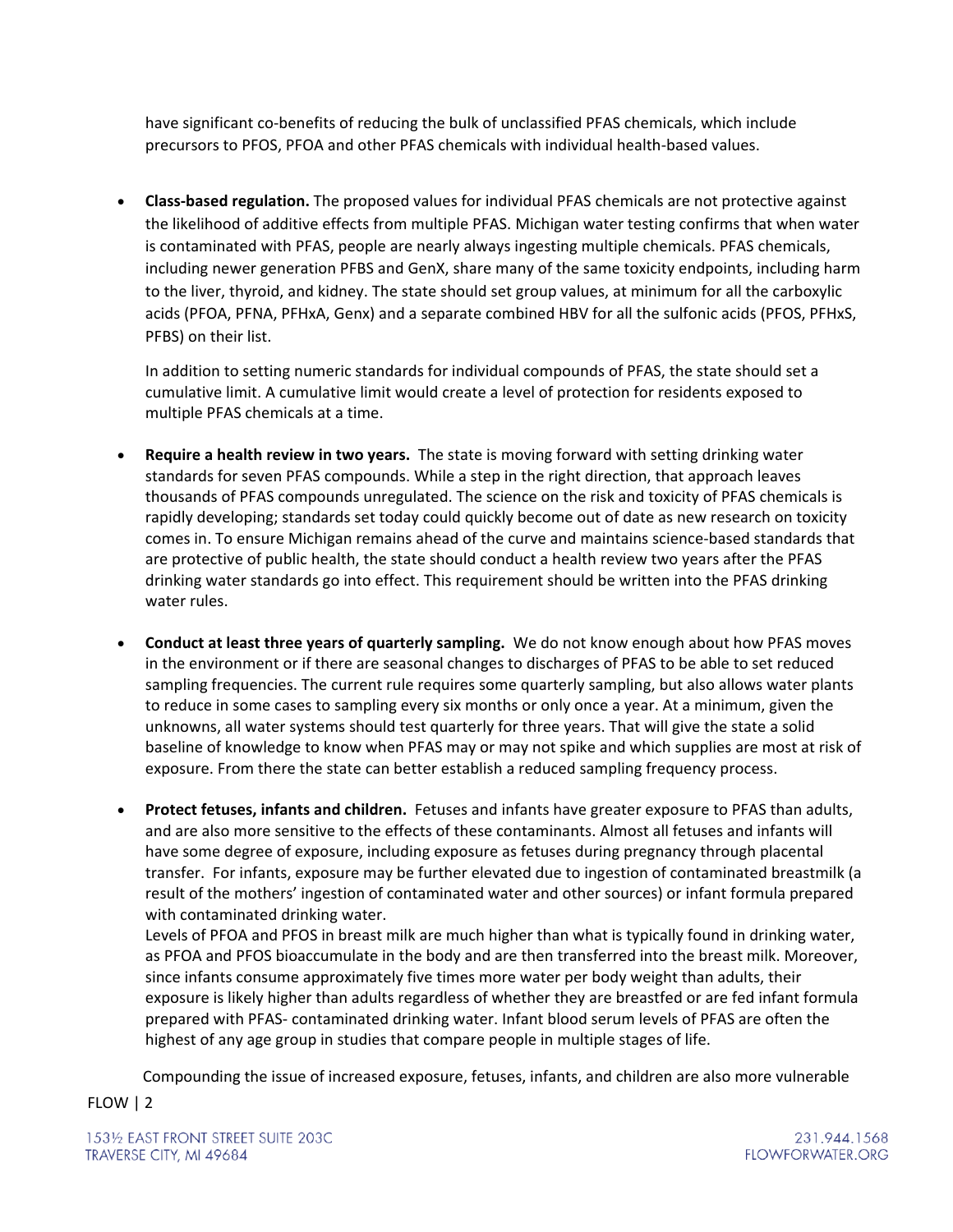have significant co-benefits of reducing the bulk of unclassified PFAS chemicals, which include precursors to PFOS, PFOA and other PFAS chemicals with individual health-based values.

- **Class-based regulation.** The proposed values for individual PFAS chemicals are not protective against the likelihood of additive effects from multiple PFAS. Michigan water testing confirms that when water is contaminated with PFAS, people are nearly always ingesting multiple chemicals. PFAS chemicals, including newer generation PFBS and GenX, share many of the same toxicity endpoints, including harm to the liver, thyroid, and kidney. The state should set group values, at minimum for all the carboxylic acids (PFOA, PFNA, PFHxA, Genx) and a separate combined HBV for all the sulfonic acids (PFOS, PFHxS, PFBS) on their list.

  In addition to setting numeric standards for individual compounds of PFAS, the state should set a cumulative limit. A cumulative limit would create a level of protection for residents exposed to multiple PFAS chemicals at a time.

- **Require a health review in two years.** The state is moving forward with setting drinking water standards for seven PFAS compounds. While a step in the right direction, that approach leaves thousands of PFAS compounds unregulated. The science on the risk and toxicity of PFAS chemicals is rapidly developing; standards set today could quickly become out of date as new research on toxicity comes in. To ensure Michigan remains ahead of the curve and maintains science-based standards that are protective of public health, the state should conduct a health review two years after the PFAS drinking water standards go into effect. This requirement should be written into the PFAS drinking water rules.

- **Conduct at least three years of quarterly sampling.** We do not know enough about how PFAS moves in the environment or if there are seasonal changes to discharges of PFAS to be able to set reduced sampling frequencies. The current rule requires some quarterly sampling, but also allows water plants to reduce in some cases to sampling every six months or only once a year. At a minimum, given the unknowns, all water systems should test quarterly for three years. That will give the state a solid baseline of knowledge to know when PFAS may or may not spike and which supplies are most at risk of exposure. From there the state can better establish a reduced sampling frequency process.

- **Protect fetuses, infants and children.** Fetuses and infants have greater exposure to PFAS than adults, and are also more sensitive to the effects of these contaminants. Almost all fetuses and infants will have some degree of exposure, including exposure as fetuses during pregnancy through placental transfer. For infants, exposure may be further elevated due to ingestion of contaminated breastmilk (a result of the mothers' ingestion of contaminated water and other sources) or infant formula prepared with contaminated drinking water.

  Levels of PFOA and PFOS in breast milk are much higher than what is typically found in drinking water, as PFOA and PFOS bioaccumulate in the body and are then transferred into the breast milk. Moreover, since infants consume approximately five times more water per body weight than adults, their exposure is likely higher than adults regardless of whether they are breastfed or are fed infant formula prepared with PFAS- contaminated drinking water. Infant blood serum levels of PFAS are often the highest of any age group in studies that compare people in multiple stages of life.

  Compounding the issue of increased exposure, fetuses, infants, and children are also more vulnerable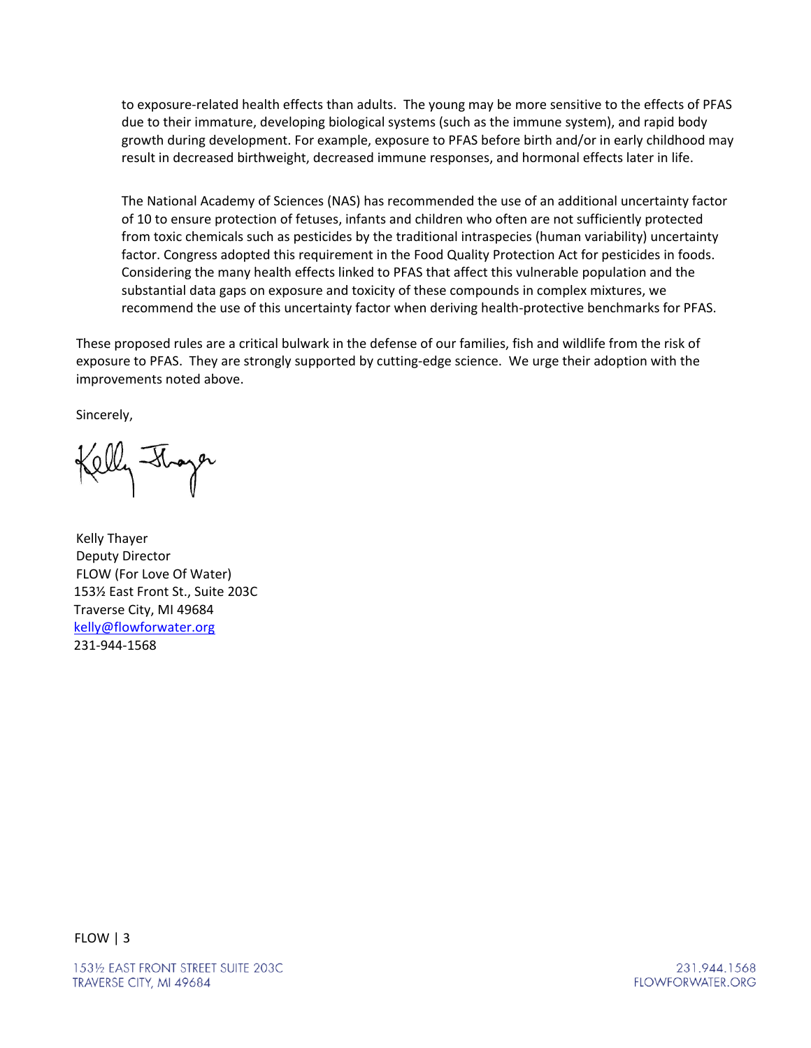to exposure-related health effects than adults. The young may be more sensitive to the effects of PFAS due to their immature, developing biological systems (such as the immune system), and rapid body growth during development. For example, exposure to PFAS before birth and/or in early childhood may result in decreased birthweight, decreased immune responses, and hormonal effects later in life.

The National Academy of Sciences (NAS) has recommended the use of an additional uncertainty factor of 10 to ensure protection of fetuses, infants and children who often are not sufficiently protected from toxic chemicals such as pesticides by the traditional intraspecies (human variability) uncertainty factor. Congress adopted this requirement in the Food Quality Protection Act for pesticides in foods. Considering the many health effects linked to PFAS that affect this vulnerable population and the substantial data gaps on exposure and toxicity of these compounds in complex mixtures, we recommend the use of this uncertainty factor when deriving health-protective benchmarks for PFAS.

These proposed rules are a critical bulwark in the defense of our families, fish and wildlife from the risk of exposure to PFAS. They are strongly supported by cutting-edge science. We urge their adoption with the improvements noted above.

Sincerely,

Kelly Thayer
Deputy Director
FLOW (For Love Of Water)
153½ East Front St., Suite 203C
Traverse City, MI 49684
kelly@flowforwater.org
231-944-1568